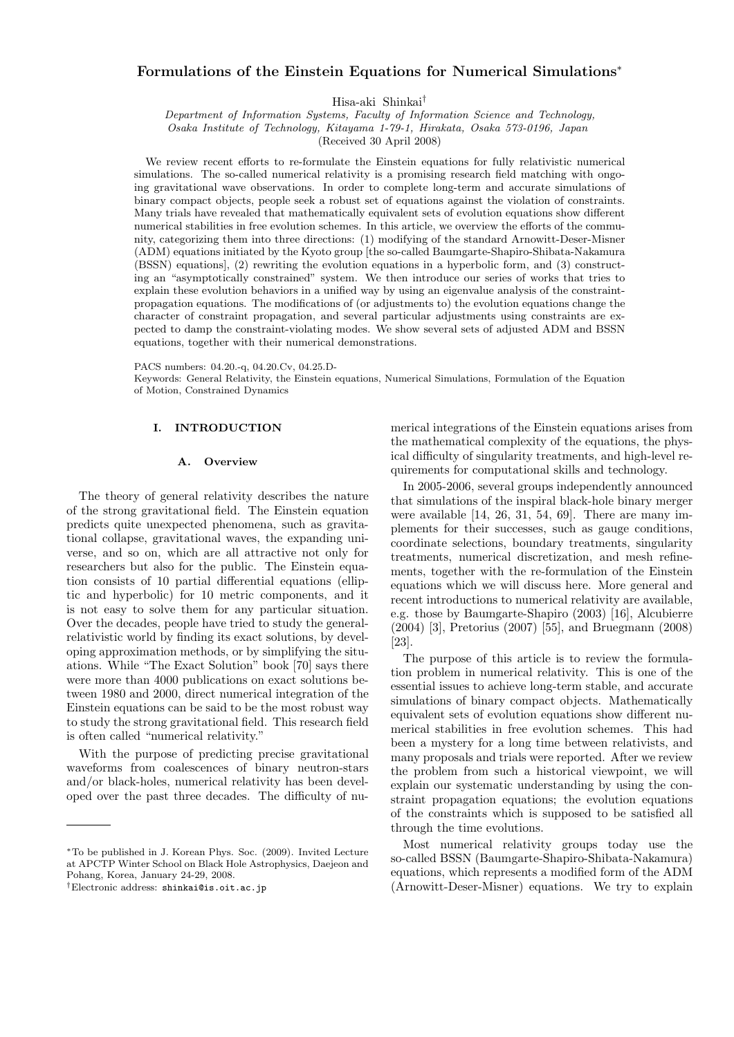# Formulations of the Einstein Equations for Numerical Simulations*

Hisa-aki Shinkai†

*Department of Information Systems, Faculty of Information Science and Technology, Osaka Institute of Technology, Kitayama 1-79-1, Hirakata, Osaka 573-0196, Japan*

(Received 30 April 2008)

We review recent efforts to re-formulate the Einstein equations for fully relativistic numerical simulations. The so-called numerical relativity is a promising research field matching with ongoing gravitational wave observations. In order to complete long-term and accurate simulations of binary compact objects, people seek a robust set of equations against the violation of constraints. Many trials have revealed that mathematically equivalent sets of evolution equations show different numerical stabilities in free evolution schemes. In this article, we overview the efforts of the community, categorizing them into three directions: (1) modifying of the standard Arnowitt-Deser-Misner (ADM) equations initiated by the Kyoto group [the so-called Baumgarte-Shapiro-Shibata-Nakamura (BSSN) equations], (2) rewriting the evolution equations in a hyperbolic form, and (3) constructing an "asymptotically constrained" system. We then introduce our series of works that tries to explain these evolution behaviors in a unified way by using an eigenvalue analysis of the constraint-propagation equations. The modifications of (or adjustments to) the evolution equations change the character of constraint propagation, and several particular adjustments using constraints are expected to damp the constraint-violating modes. We show several sets of adjusted ADM and BSSN equations, together with their numerical demonstrations.

PACS numbers: 04.20.-q, 04.20.Cv, 04.25.D-

Keywords: General Relativity, the Einstein equations, Numerical Simulations, Formulation of the Equation of Motion, Constrained Dynamics

## I. INTRODUCTION

### A. Overview

The theory of general relativity describes the nature of the strong gravitational field. The Einstein equation predicts quite unexpected phenomena, such as gravitational collapse, gravitational waves, the expanding universe, and so on, which are all attractive not only for researchers but also for the public. The Einstein equation consists of 10 partial differential equations (elliptic and hyperbolic) for 10 metric components, and it is not easy to solve them for any particular situation. Over the decades, people have tried to study the general-relativistic world by finding its exact solutions, by developing approximation methods, or by simplifying the situations. While "The Exact Solution" book [70] says there were more than 4000 publications on exact solutions between 1980 and 2000, direct numerical integration of the Einstein equations can be said to be the most robust way to study the strong gravitational field. This research field is often called "numerical relativity."

With the purpose of predicting precise gravitational waveforms from coalescences of binary neutron-stars and/or black-holes, numerical relativity has been developed over the past three decades. The difficulty of numerical integrations of the Einstein equations arises from the mathematical complexity of the equations, the physical difficulty of singularity treatments, and high-level requirements for computational skills and technology.

In 2005-2006, several groups independently announced that simulations of the inspiral black-hole binary merger were available [14, 26, 31, 54, 69]. There are many implements for their successes, such as gauge conditions, coordinate selections, boundary treatments, singularity treatments, numerical discretization, and mesh refinements, together with the re-formulation of the Einstein equations which we will discuss here. More general and recent introductions to numerical relativity are available, e.g. those by Baumgarte-Shapiro (2003) [16], Alcubierre (2004) [3], Pretorius (2007) [55], and Bruegmann (2008) [23].

The purpose of this article is to review the formulation problem in numerical relativity. This is one of the essential issues to achieve long-term stable, and accurate simulations of binary compact objects. Mathematically equivalent sets of evolution equations show different numerical stabilities in free evolution schemes. This had been a mystery for a long time between relativists, and many proposals and trials were reported. After we review the problem from such a historical viewpoint, we will explain our systematic understanding by using the constraint propagation equations; the evolution equations of the constraints which is supposed to be satisfied all through the time evolutions.

Most numerical relativity groups today use the so-called BSSN (Baumgarte-Shapiro-Shibata-Nakamura) equations, which represents a modified form of the ADM (Arnowitt-Deser-Misner) equations. We try to explain

---

*To be published in J. Korean Phys. Soc. (2009). Invited Lecture at APCTP Winter School on Black Hole Astrophysics, Daejeon and Pohang, Korea, January 24-29, 2008.

†Electronic address: shinkai@is.oit.ac.jp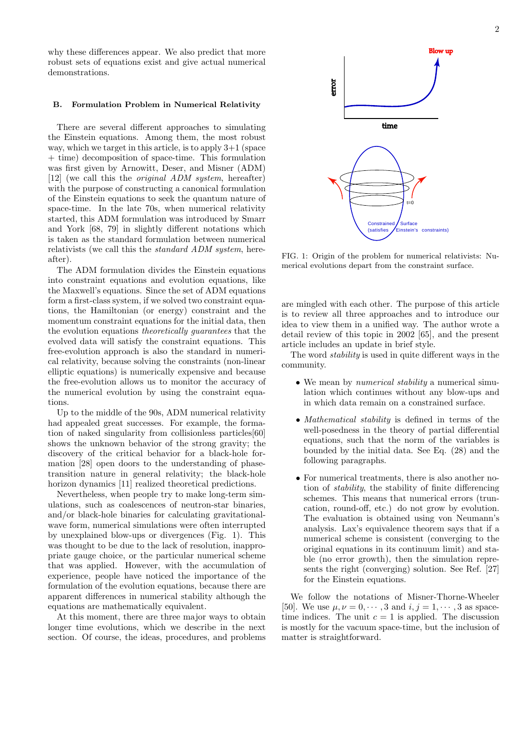why these differences appear. We also predict that more robust sets of equations exist and give actual numerical demonstrations.

### B. Formulation Problem in Numerical Relativity

There are several different approaches to simulating the Einstein equations. Among them, the most robust way, which we target in this article, is to apply 3+1 (space + time) decomposition of space-time. This formulation was first given by Arnowitt, Deser, and Misner (ADM) [12] (we call this the *original ADM system*, hereafter) with the purpose of constructing a canonical formulation of the Einstein equations to seek the quantum nature of space-time. In the late 70s, when numerical relativity started, this ADM formulation was introduced by Smarr and York [68, 79] in slightly different notations which is taken as the standard formulation between numerical relativists (we call this the *standard ADM system*, hereafter).

The ADM formulation divides the Einstein equations into constraint equations and evolution equations, like the Maxwell's equations. Since the set of ADM equations form a first-class system, if we solved two constraint equations, the Hamiltonian (or energy) constraint and the momentum constraint equations for the initial data, then the evolution equations *theoretically guarantees* that the evolved data will satisfy the constraint equations. This free-evolution approach is also the standard in numerical relativity, because solving the constraints (non-linear elliptic equations) is numerically expensive and because the free-evolution allows us to monitor the accuracy of the numerical evolution by using the constraint equations.

Up to the middle of the 90s, ADM numerical relativity had appealed great successes. For example, the formation of naked singularity from collisionless particles[60] shows the unknown behavior of the strong gravity; the discovery of the critical behavior for a black-hole formation [28] open doors to the understanding of phase-transition nature in general relativity; the black-hole horizon dynamics [11] realized theoretical predictions.

Nevertheless, when people try to make long-term simulations, such as coalescences of neutron-star binaries, and/or black-hole binaries for calculating gravitational-wave form, numerical simulations were often interrupted by unexplained blow-ups or divergences (Fig. 1). This was thought to be due to the lack of resolution, inappropriate gauge choice, or the particular numerical scheme that was applied. However, with the accumulation of experience, people have noticed the importance of the formulation of the evolution equations, because there are apparent differences in numerical stability although the equations are mathematically equivalent.

At this moment, there are three major ways to obtain longer time evolutions, which we describe in the next section. Of course, the ideas, procedures, and problems are mingled with each other. The purpose of this article is to review all three approaches and to introduce our idea to view them in a unified way. The author wrote a detail review of this topic in 2002 [65], and the present article includes an update in brief style.

FIG. 1: Origin of the problem for numerical relativists: Numerical evolutions depart from the constraint surface.

The word *stability* is used in quite different ways in the community.

- We mean by *numerical stability* a numerical simulation which continues without any blow-ups and in which data remain on a constrained surface.
- *Mathematical stability* is defined in terms of the well-posedness in the theory of partial differential equations, such that the norm of the variables is bounded by the initial data. See Eq. (28) and the following paragraphs.
- For numerical treatments, there is also another notion of *stability*, the stability of finite differencing schemes. This means that numerical errors (truncation, round-off, etc.) do not grow by evolution. The evaluation is obtained using von Neumann's analysis. Lax's equivalence theorem says that if a numerical scheme is consistent (converging to the original equations in its continuum limit) and stable (no error growth), then the simulation represents the right (converging) solution. See Ref. [27] for the Einstein equations.

We follow the notations of Misner-Thorne-Wheeler [50]. We use $\mu, \nu = 0, \cdots, 3$ and $i, j = 1, \cdots, 3$ as space-time indices. The unit $c = 1$ is applied. The discussion is mostly for the vacuum space-time, but the inclusion of matter is straightforward.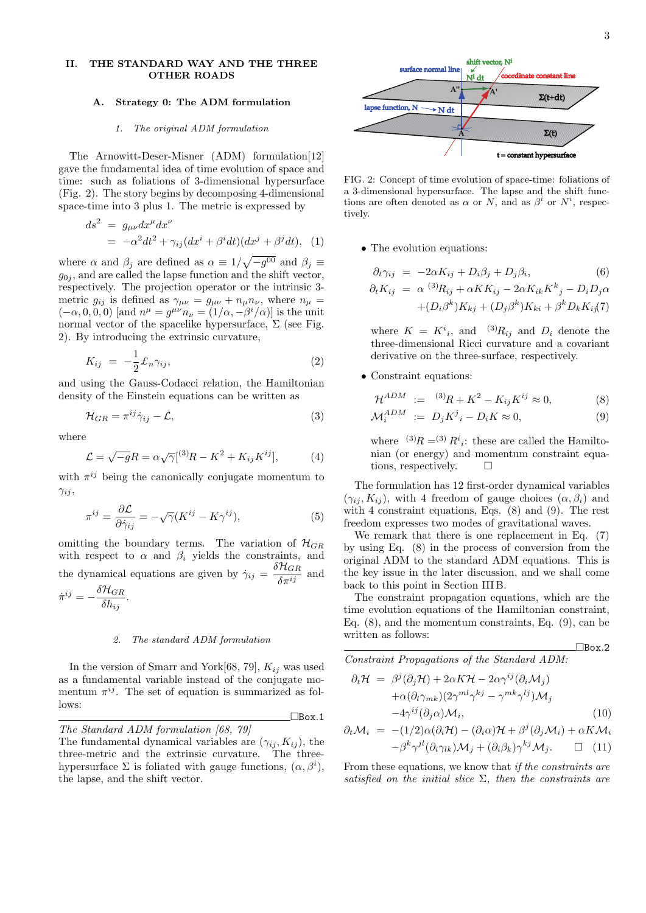## II. THE STANDARD WAY AND THE THREE OTHER ROADS

### A. Strategy 0: The ADM formulation

#### 1. The original ADM formulation

The Arnowitt-Deser-Misner (ADM) formulation[12] gave the fundamental idea of time evolution of space and time: such as foliations of 3-dimensional hypersurface (Fig. 2). The story begins by decomposing 4-dimensional space-time into 3 plus 1. The metric is expressed by

$$ds^2 = g_{\mu\nu}dx^\mu dx^\nu$$
$$= -\alpha^2 dt^2 + \gamma_{ij}(dx^i + \beta^i dt)(dx^j + \beta^j dt), \quad (1)$$

where $\alpha$ and $\beta_j$ are defined as $\alpha \equiv 1/\sqrt{-g^{00}}$ and $\beta_j \equiv g_{0j}$, and are called the lapse function and the shift vector, respectively. The projection operator or the intrinsic 3-metric $g_{ij}$ is defined as $\gamma_{\mu\nu} = g_{\mu\nu} + n_\mu n_\nu$, where $n_\mu = (-\alpha, 0, 0, 0)$ [and $n^\mu = g^{\mu\nu}n_\nu = (1/\alpha, -\beta^i/\alpha)$] is the unit normal vector of the spacelike hypersurface, $\Sigma$ (see Fig. 2). By introducing the extrinsic curvature,

$$K_{ij} = -\frac{1}{2}\pounds_n \gamma_{ij}, \quad (2)$$

and using the Gauss-Codacci relation, the Hamiltonian density of the Einstein equations can be written as

$$\mathcal{H}_{GR} = \pi^{ij}\dot{\gamma}_{ij} - \mathcal{L}, \quad (3)$$

where

$$\mathcal{L} = \sqrt{-g}R = \alpha\sqrt{\gamma}[{}^{(3)}R - K^2 + K_{ij}K^{ij}], \quad (4)$$

with $\pi^{ij}$ being the canonically conjugate momentum to $\gamma_{ij}$,

$$\pi^{ij} = \frac{\partial \mathcal{L}}{\partial \dot{\gamma}_{ij}} = -\sqrt{\gamma}(K^{ij} - K\gamma^{ij}), \quad (5)$$

omitting the boundary terms. The variation of $\mathcal{H}_{GR}$ with respect to $\alpha$ and $\beta_i$ yields the constraints, and the dynamical equations are given by $\dot{\gamma}_{ij} = \frac{\delta \mathcal{H}_{GR}}{\delta \pi^{ij}}$ and $\dot{\pi}^{ij} = -\frac{\delta \mathcal{H}_{GR}}{\delta h_{ij}}$.

#### 2. The standard ADM formulation

In the version of Smarr and York[68, 79], $K_{ij}$ was used as a fundamental variable instead of the conjugate momentum $\pi^{ij}$. The set of equation is summarized as follows:

□Box.1

*The Standard ADM formulation [68, 79]*
The fundamental dynamical variables are $(\gamma_{ij}, K_{ij})$, the three-metric and the extrinsic curvature. The three-hypersurface $\Sigma$ is foliated with gauge functions, $(\alpha, \beta^i)$, the lapse, and the shift vector.

FIG. 2: Concept of time evolution of space-time: foliations of a 3-dimensional hypersurface. The lapse and the shift functions are often denoted as $\alpha$ or $N$, and as $\beta^i$ or $N^i$, respectively.

- The evolution equations:

$$\partial_t \gamma_{ij} = -2\alpha K_{ij} + D_i\beta_j + D_j\beta_i, \quad (6)$$
$$\partial_t K_{ij} = \alpha\, {}^{(3)}R_{ij} + \alpha K K_{ij} - 2\alpha K_{ik}K^k{}_j - D_iD_j\alpha$$
$$+(D_i\beta^k)K_{kj} + (D_j\beta^k)K_{ki} + \beta^k D_k K_{ij}(7)$$

where $K = K^i{}_i$, and ${}^{(3)}R_{ij}$ and $D_i$ denote the three-dimensional Ricci curvature and a covariant derivative on the three-surface, respectively.

- Constraint equations:

$$\mathcal{H}^{ADM} := {}^{(3)}R + K^2 - K_{ij}K^{ij} \approx 0, \quad (8)$$
$$\mathcal{M}_i^{ADM} := D_j K^j{}_i - D_i K \approx 0, \quad (9)$$

where ${}^{(3)}R = {}^{(3)}R^i{}_i$: these are called the Hamiltonian (or energy) and momentum constraint equations, respectively. □

The formulation has 12 first-order dynamical variables $(\gamma_{ij}, K_{ij})$, with 4 freedom of gauge choices $(\alpha, \beta_i)$ and with 4 constraint equations, Eqs. (8) and (9). The rest freedom expresses two modes of gravitational waves.

We remark that there is one replacement in Eq. (7) by using Eq. (8) in the process of conversion from the original ADM to the standard ADM equations. This is the key issue in the later discussion, and we shall come back to this point in Section III B.

The constraint propagation equations, which are the time evolution equations of the Hamiltonian constraint, Eq. (8), and the momentum constraints, Eq. (9), can be written as follows:

□Box.2

*Constraint Propagations of the Standard ADM:*

$$\partial_t \mathcal{H} = \beta^j(\partial_j \mathcal{H}) + 2\alpha K \mathcal{H} - 2\alpha\gamma^{ij}(\partial_i \mathcal{M}_j)$$
$$+\alpha(\partial_l \gamma_{mk})(2\gamma^{ml}\gamma^{kj} - \gamma^{mk}\gamma^{lj})\mathcal{M}_j$$
$$-4\gamma^{ij}(\partial_j\alpha)\mathcal{M}_i, \quad (10)$$
$$\partial_t \mathcal{M}_i = -(1/2)\alpha(\partial_i \mathcal{H}) - (\partial_i\alpha)\mathcal{H} + \beta^j(\partial_j \mathcal{M}_i) + \alpha K \mathcal{M}_i$$
$$-\beta^k\gamma^{jl}(\partial_i\gamma_{lk})\mathcal{M}_j + (\partial_i\beta_k)\gamma^{kj}\mathcal{M}_j. \quad □ \quad (11)$$

From these equations, we know that *if the constraints are satisfied on the initial slice $\Sigma$, then the constraints are*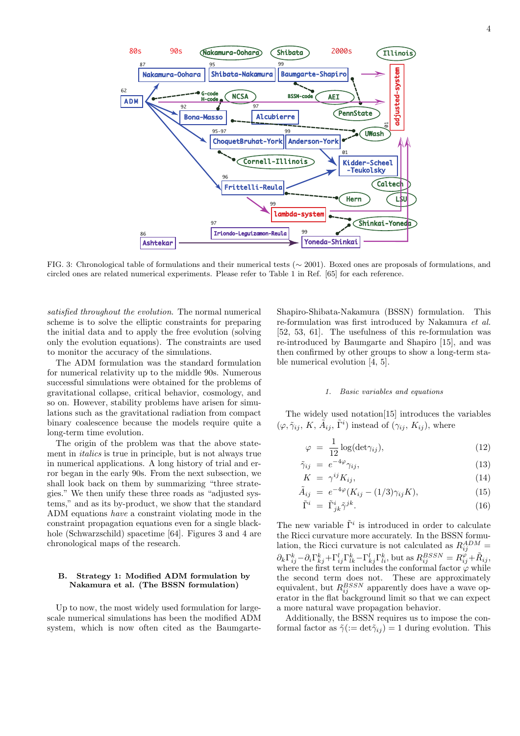FIG. 3: Chronological table of formulations and their numerical tests (∼ 2001). Boxed ones are proposals of formulations, and circled ones are related numerical experiments. Please refer to Table 1 in Ref. [65] for each reference.

*satisfied throughout the evolution.* The normal numerical scheme is to solve the elliptic constraints for preparing the initial data and to apply the free evolution (solving only the evolution equations). The constraints are used to monitor the accuracy of the simulations.

The ADM formulation was the standard formulation for numerical relativity up to the middle 90s. Numerous successful simulations were obtained for the problems of gravitational collapse, critical behavior, cosmology, and so on. However, stability problems have arisen for simulations such as the gravitational radiation from compact binary coalescence because the models require quite a long-term time evolution.

The origin of the problem was that the above statement in *italics* is true in principle, but is not always true in numerical applications. A long history of trial and error began in the early 90s. From the next subsection, we shall look back on them by summarizing "three strategies." We then unify these three roads as "adjusted systems," and as its by-product, we show that the standard ADM equations *have* a constraint violating mode in the constraint propagation equations even for a single black-hole (Schwarzschild) spacetime [64]. Figures 3 and 4 are chronological maps of the research.

## B. Strategy 1: Modified ADM formulation by Nakamura et al. (The BSSN formulation)

Up to now, the most widely used formulation for large-scale numerical simulations has been the modified ADM system, which is now often cited as the Baumgarte-Shapiro-Shibata-Nakamura (BSSN) formulation. This re-formulation was first introduced by Nakamura *et al.* [52, 53, 61]. The usefulness of this re-formulation was re-introduced by Baumgarte and Shapiro [15], and was then confirmed by other groups to show a long-term stable numerical evolution [4, 5].

### 1. Basic variables and equations

The widely used notation[15] introduces the variables $(\varphi, \tilde{\gamma}_{ij}, K, \tilde{A}_{ij}, \tilde{\Gamma}^i)$ instead of $(\gamma_{ij}, K_{ij})$, where

$$\varphi = \frac{1}{12}\log(\det\gamma_{ij}), \tag{12}$$

$$\tilde{\gamma}_{ij} = e^{-4\varphi}\gamma_{ij}, \tag{13}$$

$$K = \gamma^{ij}K_{ij}, \tag{14}$$

$$\tilde{A}_{ij} = e^{-4\varphi}(K_{ij} - (1/3)\gamma_{ij}K), \tag{15}$$

$$\tilde{\Gamma}^i = \tilde{\Gamma}^i_{jk}\tilde{\gamma}^{jk}. \tag{16}$$

The new variable $\tilde{\Gamma}^i$ is introduced in order to calculate the Ricci curvature more accurately. In the BSSN formulation, the Ricci curvature is not calculated as $R^{ADM}_{ij} = \partial_k\Gamma^k_{ij} - \partial_i\Gamma^k_{kj} + \Gamma^l_{ij}\Gamma^k_{lk} - \Gamma^l_{kj}\Gamma^k_{li}$, but as $R^{BSSN}_{ij} = R^{\varphi}_{ij} + \tilde{R}_{ij}$, where the first term includes the conformal factor $\varphi$ while the second term does not. These are approximately equivalent, but $R^{BSSN}_{ij}$ apparently does have a wave operator in the flat background limit so that we can expect a more natural wave propagation behavior.

Additionally, the BSSN requires us to impose the conformal factor as $\tilde{\gamma}(:= \det\tilde{\gamma}_{ij}) = 1$ during evolution. This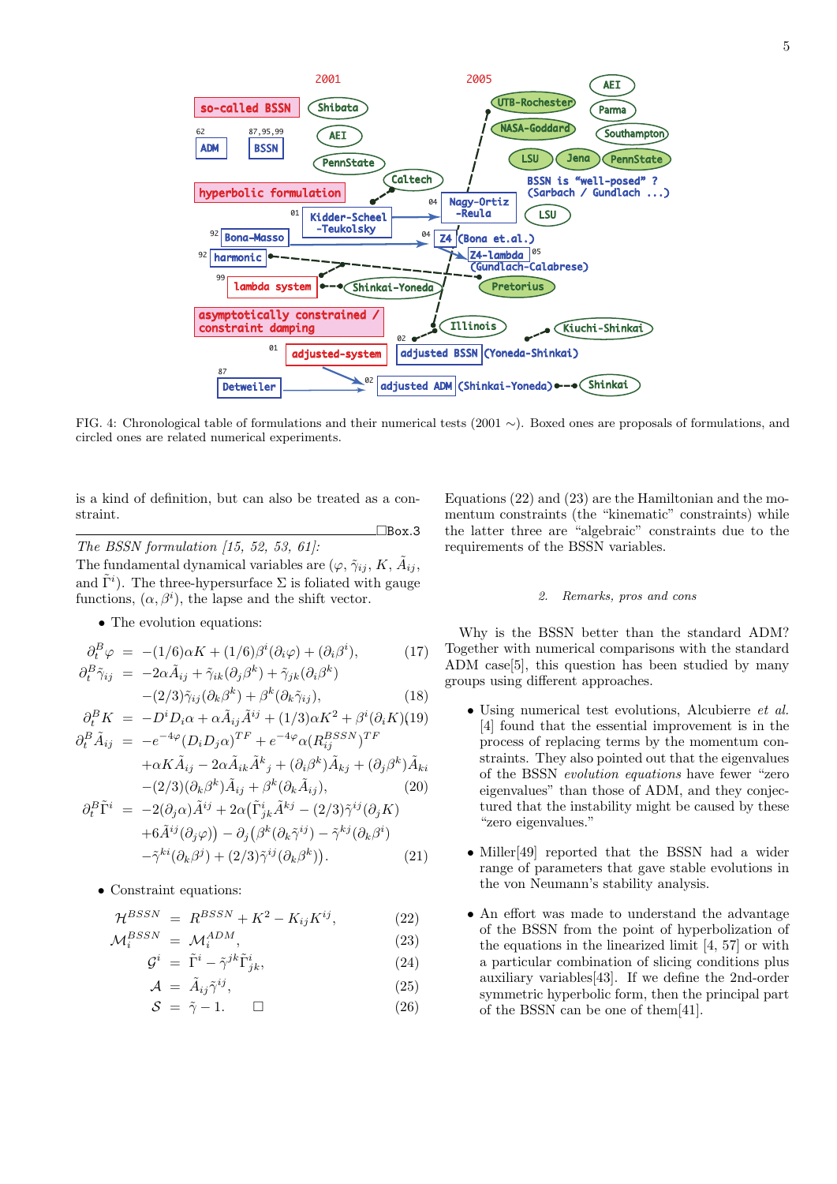FIG. 4: Chronological table of formulations and their numerical tests (2001 ∼). Boxed ones are proposals of formulations, and circled ones are related numerical experiments.

is a kind of definition, but can also be treated as a constraint.

□Box.3

*The BSSN formulation [15, 52, 53, 61]:*

The fundamental dynamical variables are ($\varphi$, $\tilde\gamma_{ij}$, $K$, $\tilde A_{ij}$, and $\tilde\Gamma^i$). The three-hypersurface $\Sigma$ is foliated with gauge functions, $(\alpha, \beta^i)$, the lapse and the shift vector.

- The evolution equations:

$$\partial_t^B \varphi = -(1/6)\alpha K + (1/6)\beta^i(\partial_i\varphi) + (\partial_i\beta^i), \quad (17)$$

$$\partial_t^B \tilde\gamma_{ij} = -2\alpha\tilde A_{ij} + \tilde\gamma_{ik}(\partial_j\beta^k) + \tilde\gamma_{jk}(\partial_i\beta^k) -(2/3)\tilde\gamma_{ij}(\partial_k\beta^k) + \beta^k(\partial_k\tilde\gamma_{ij}), \quad (18)$$

$$\partial_t^B K = -D^iD_i\alpha + \alpha\tilde A_{ij}\tilde A^{ij} + (1/3)\alpha K^2 + \beta^i(\partial_i K) \quad (19)$$

$$\partial_t^B \tilde A_{ij} = -e^{-4\varphi}(D_iD_j\alpha)^{TF} + e^{-4\varphi}\alpha(R_{ij}^{BSSN})^{TF} +\alpha K\tilde A_{ij} - 2\alpha\tilde A_{ik}\tilde A^k{}_j + (\partial_i\beta^k)\tilde A_{kj} + (\partial_j\beta^k)\tilde A_{ki} -(2/3)(\partial_k\beta^k)\tilde A_{ij} + \beta^k(\partial_k\tilde A_{ij}), \quad (20)$$

$$\partial_t^B \tilde\Gamma^i = -2(\partial_j\alpha)\tilde A^{ij} + 2\alpha\big(\tilde\Gamma^i_{jk}\tilde A^{kj} - (2/3)\tilde\gamma^{ij}(\partial_j K) +6\tilde A^{ij}(\partial_j\varphi)\big) - \partial_j\big(\beta^k(\partial_k\tilde\gamma^{ij}) - \tilde\gamma^{kj}(\partial_k\beta^i) -\tilde\gamma^{ki}(\partial_k\beta^j) + (2/3)\tilde\gamma^{ij}(\partial_k\beta^k)\big). \quad (21)$$

- Constraint equations:

$$\mathcal{H}^{BSSN} = R^{BSSN} + K^2 - K_{ij}K^{ij}, \quad (22)$$

$$\mathcal{M}_i^{BSSN} = \mathcal{M}_i^{ADM}, \quad (23)$$

$$\mathcal{G}^i = \tilde\Gamma^i - \tilde\gamma^{jk}\tilde\Gamma^i_{jk}, \quad (24)$$

$$\mathcal{A} = \tilde A_{ij}\tilde\gamma^{ij}, \quad (25)$$

$$\mathcal{S} = \tilde\gamma - 1. \quad □ \quad (26)$$

Equations (22) and (23) are the Hamiltonian and the momentum constraints (the "kinematic" constraints) while the latter three are "algebraic" constraints due to the requirements of the BSSN variables.

### 2. Remarks, pros and cons

Why is the BSSN better than the standard ADM? Together with numerical comparisons with the standard ADM case[5], this question has been studied by many groups using different approaches.

- Using numerical test evolutions, Alcubierre *et al.* [4] found that the essential improvement is in the process of replacing terms by the momentum constraints. They also pointed out that the eigenvalues of the BSSN *evolution equations* have fewer "zero eigenvalues" than those of ADM, and they conjectured that the instability might be caused by these "zero eigenvalues."

- Miller[49] reported that the BSSN had a wider range of parameters that gave stable evolutions in the von Neumann's stability analysis.

- An effort was made to understand the advantage of the BSSN from the point of hyperbolization of the equations in the linearized limit [4, 57] or with a particular combination of slicing conditions plus auxiliary variables[43]. If we define the 2nd-order symmetric hyperbolic form, then the principal part of the BSSN can be one of them[41].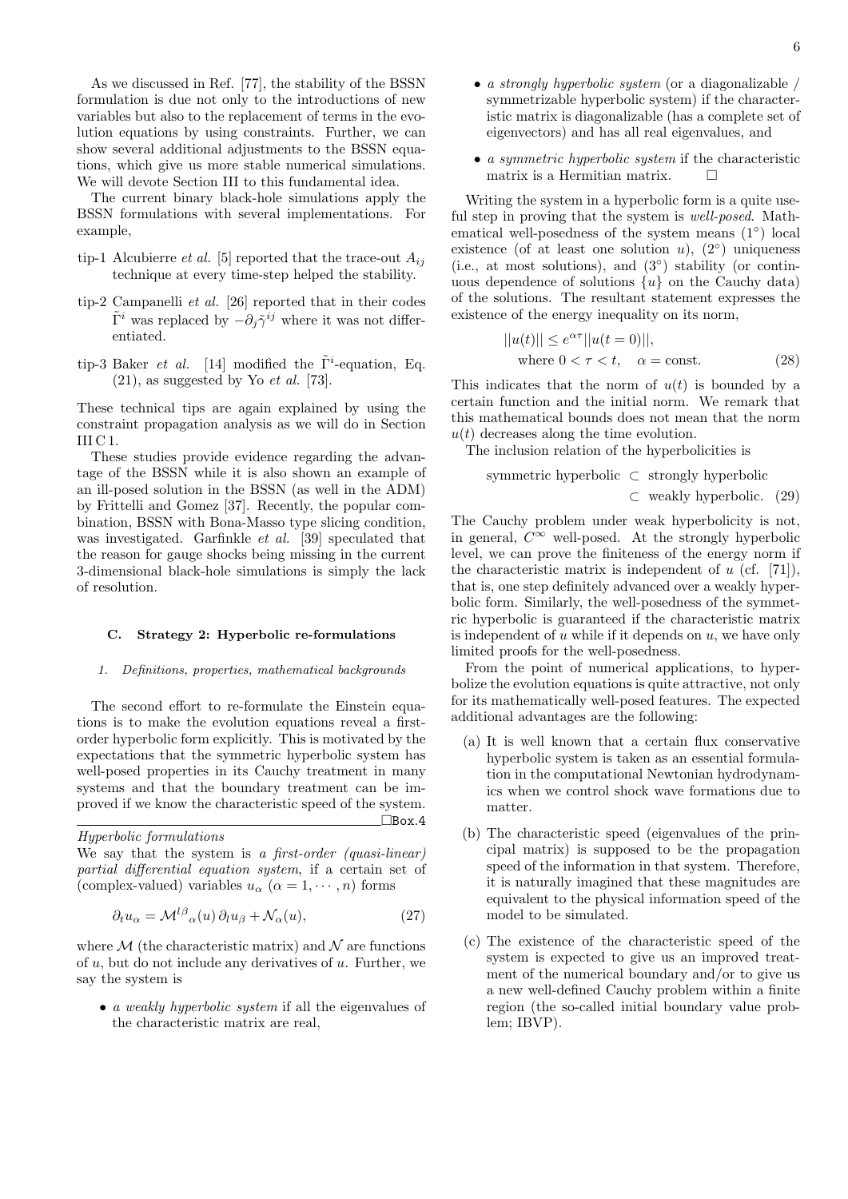As we discussed in Ref. [77], the stability of the BSSN formulation is due not only to the introductions of new variables but also to the replacement of terms in the evolution equations by using constraints. Further, we can show several additional adjustments to the BSSN equations, which give us more stable numerical simulations. We will devote Section III to this fundamental idea.

The current binary black-hole simulations apply the BSSN formulations with several implementations. For example,

- tip-1 Alcubierre *et al.* [5] reported that the trace-out $A_{ij}$ technique at every time-step helped the stability.
- tip-2 Campanelli *et al.* [26] reported that in their codes $\tilde{\Gamma}^i$ was replaced by $-\partial_j \tilde{\gamma}^{ij}$ where it was not differentiated.
- tip-3 Baker *et al.* [14] modified the $\tilde{\Gamma}^i$-equation, Eq. (21), as suggested by Yo *et al.* [73].

These technical tips are again explained by using the constraint propagation analysis as we will do in Section III C 1.

These studies provide evidence regarding the advantage of the BSSN while it is also shown an example of an ill-posed solution in the BSSN (as well in the ADM) by Frittelli and Gomez [37]. Recently, the popular combination, BSSN with Bona-Masso type slicing condition, was investigated. Garfinkle *et al.* [39] speculated that the reason for gauge shocks being missing in the current 3-dimensional black-hole simulations is simply the lack of resolution.

### C. Strategy 2: Hyperbolic re-formulations

#### 1. Definitions, properties, mathematical backgrounds

The second effort to re-formulate the Einstein equations is to make the evolution equations reveal a first-order hyperbolic form explicitly. This is motivated by the expectations that the symmetric hyperbolic system has well-posed properties in its Cauchy treatment in many systems and that the boundary treatment can be improved if we know the characteristic speed of the system.

---

□Box.4

*Hyperbolic formulations*

We say that the system is *a first-order (quasi-linear) partial differential equation system*, if a certain set of (complex-valued) variables $u_\alpha$ ($\alpha = 1, \cdots, n$) forms

$$\partial_t u_\alpha = \mathcal{M}^{l\beta}{}_\alpha(u)\, \partial_l u_\beta + \mathcal{N}_\alpha(u), \qquad (27)$$

where $\mathcal{M}$ (the characteristic matrix) and $\mathcal{N}$ are functions of $u$, but do not include any derivatives of $u$. Further, we say the system is

- *a weakly hyperbolic system* if all the eigenvalues of the characteristic matrix are real,
- *a strongly hyperbolic system* (or a diagonalizable / symmetrizable hyperbolic system) if the characteristic matrix is diagonalizable (has a complete set of eigenvectors) and has all real eigenvalues, and
- *a symmetric hyperbolic system* if the characteristic matrix is a Hermitian matrix. □

---

Writing the system in a hyperbolic form is a quite useful step in proving that the system is *well-posed*. Mathematical well-posedness of the system means (1°) local existence (of at least one solution $u$), (2°) uniqueness (i.e., at most solutions), and (3°) stability (or continuous dependence of solutions $\{u\}$ on the Cauchy data) of the solutions. The resultant statement expresses the existence of the energy inequality on its norm,

$$||u(t)|| \le e^{\alpha\tau} ||u(t=0)||, \quad \text{where } 0 < \tau < t, \quad \alpha = \text{const.} \qquad (28)$$

This indicates that the norm of $u(t)$ is bounded by a certain function and the initial norm. We remark that this mathematical bounds does not mean that the norm $u(t)$ decreases along the time evolution.

The inclusion relation of the hyperbolicities is

$$\text{symmetric hyperbolic} \subset \text{strongly hyperbolic} \subset \text{weakly hyperbolic}. \qquad (29)$$

The Cauchy problem under weak hyperbolicity is not, in general, $C^\infty$ well-posed. At the strongly hyperbolic level, we can prove the finiteness of the energy norm if the characteristic matrix is independent of $u$ (cf. [71]), that is, one step definitely advanced over a weakly hyperbolic form. Similarly, the well-posedness of the symmetric hyperbolic is guaranteed if the characteristic matrix is independent of $u$ while if it depends on $u$, we have only limited proofs for the well-posedness.

From the point of numerical applications, to hyperbolize the evolution equations is quite attractive, not only for its mathematically well-posed features. The expected additional advantages are the following:

(a) It is well known that a certain flux conservative hyperbolic system is taken as an essential formulation in the computational Newtonian hydrodynamics when we control shock wave formations due to matter.

(b) The characteristic speed (eigenvalues of the principal matrix) is supposed to be the propagation speed of the information in that system. Therefore, it is naturally imagined that these magnitudes are equivalent to the physical information speed of the model to be simulated.

(c) The existence of the characteristic speed of the system is expected to give us an improved treatment of the numerical boundary and/or to give us a new well-defined Cauchy problem within a finite region (the so-called initial boundary value problem; IBVP).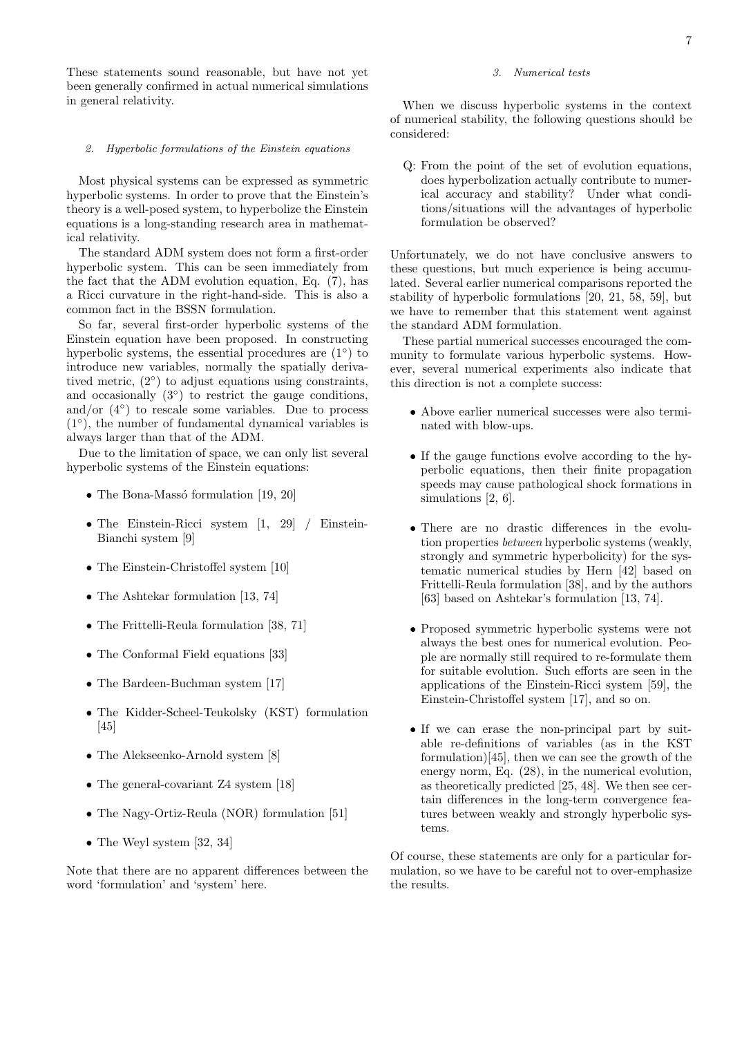These statements sound reasonable, but have not yet been generally confirmed in actual numerical simulations in general relativity.

#### 2. Hyperbolic formulations of the Einstein equations

Most physical systems can be expressed as symmetric hyperbolic systems. In order to prove that the Einstein's theory is a well-posed system, to hyperbolize the Einstein equations is a long-standing research area in mathematical relativity.

The standard ADM system does not form a first-order hyperbolic system. This can be seen immediately from the fact that the ADM evolution equation, Eq. (7), has a Ricci curvature in the right-hand-side. This is also a common fact in the BSSN formulation.

So far, several first-order hyperbolic systems of the Einstein equation have been proposed. In constructing hyperbolic systems, the essential procedures are ($1^\circ$) to introduce new variables, normally the spatially derivatived metric, ($2^\circ$) to adjust equations using constraints, and occasionally ($3^\circ$) to restrict the gauge conditions, and/or ($4^\circ$) to rescale some variables. Due to process ($1^\circ$), the number of fundamental dynamical variables is always larger than that of the ADM.

Due to the limitation of space, we can only list several hyperbolic systems of the Einstein equations:

- The Bona-Massó formulation [19, 20]
- The Einstein-Ricci system [1, 29] / Einstein-Bianchi system [9]
- The Einstein-Christoffel system [10]
- The Ashtekar formulation [13, 74]
- The Frittelli-Reula formulation [38, 71]
- The Conformal Field equations [33]
- The Bardeen-Buchman system [17]
- The Kidder-Scheel-Teukolsky (KST) formulation [45]
- The Alekseenko-Arnold system [8]
- The general-covariant Z4 system [18]
- The Nagy-Ortiz-Reula (NOR) formulation [51]
- The Weyl system [32, 34]

Note that there are no apparent differences between the word 'formulation' and 'system' here.

#### 3. Numerical tests

When we discuss hyperbolic systems in the context of numerical stability, the following questions should be considered:

> Q: From the point of the set of evolution equations, does hyperbolization actually contribute to numerical accuracy and stability? Under what conditions/situations will the advantages of hyperbolic formulation be observed?

Unfortunately, we do not have conclusive answers to these questions, but much experience is being accumulated. Several earlier numerical comparisons reported the stability of hyperbolic formulations [20, 21, 58, 59], but we have to remember that this statement went against the standard ADM formulation.

These partial numerical successes encouraged the community to formulate various hyperbolic systems. However, several numerical experiments also indicate that this direction is not a complete success:

- Above earlier numerical successes were also terminated with blow-ups.
- If the gauge functions evolve according to the hyperbolic equations, then their finite propagation speeds may cause pathological shock formations in simulations [2, 6].
- There are no drastic differences in the evolution properties *between* hyperbolic systems (weakly, strongly and symmetric hyperbolicity) for the systematic numerical studies by Hern [42] based on Frittelli-Reula formulation [38], and by the authors [63] based on Ashtekar's formulation [13, 74].
- Proposed symmetric hyperbolic systems were not always the best ones for numerical evolution. People are normally still required to re-formulate them for suitable evolution. Such efforts are seen in the applications of the Einstein-Ricci system [59], the Einstein-Christoffel system [17], and so on.
- If we can erase the non-principal part by suitable re-definitions of variables (as in the KST formulation)[45], then we can see the growth of the energy norm, Eq. (28), in the numerical evolution, as theoretically predicted [25, 48]. We then see certain differences in the long-term convergence features between weakly and strongly hyperbolic systems.

Of course, these statements are only for a particular formulation, so we have to be careful not to over-emphasize the results.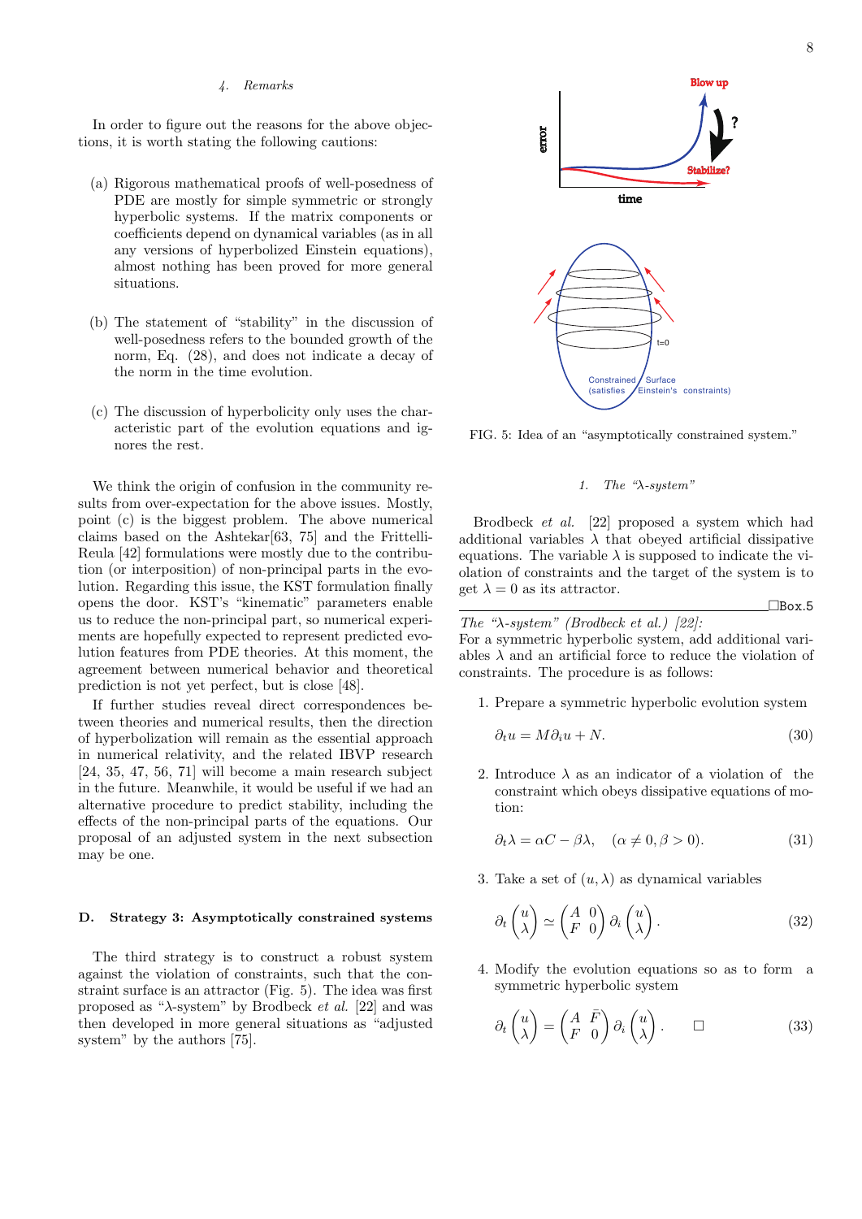#### 4. Remarks

In order to figure out the reasons for the above objections, it is worth stating the following cautions:

(a) Rigorous mathematical proofs of well-posedness of PDE are mostly for simple symmetric or strongly hyperbolic systems. If the matrix components or coefficients depend on dynamical variables (as in all any versions of hyperbolized Einstein equations), almost nothing has been proved for more general situations.

(b) The statement of "stability" in the discussion of well-posedness refers to the bounded growth of the norm, Eq. (28), and does not indicate a decay of the norm in the time evolution.

(c) The discussion of hyperbolicity only uses the characteristic part of the evolution equations and ignores the rest.

We think the origin of confusion in the community results from over-expectation for the above issues. Mostly, point (c) is the biggest problem. The above numerical claims based on the Ashtekar[63, 75] and the Frittelli-Reula [42] formulations were mostly due to the contribution (or interposition) of non-principal parts in the evolution. Regarding this issue, the KST formulation finally opens the door. KST's "kinematic" parameters enable us to reduce the non-principal part, so numerical experiments are hopefully expected to represent predicted evolution features from PDE theories. At this moment, the agreement between numerical behavior and theoretical prediction is not yet perfect, but is close [48].

If further studies reveal direct correspondences between theories and numerical results, then the direction of hyperbolization will remain as the essential approach in numerical relativity, and the related IBVP research [24, 35, 47, 56, 71] will become a main research subject in the future. Meanwhile, it would be useful if we had an alternative procedure to predict stability, including the effects of the non-principal parts of the equations. Our proposal of an adjusted system in the next subsection may be one.

### D. Strategy 3: Asymptotically constrained systems

The third strategy is to construct a robust system against the violation of constraints, such that the constraint surface is an attractor (Fig. 5). The idea was first proposed as "$\lambda$-system" by Brodbeck *et al.* [22] and was then developed in more general situations as "adjusted system" by the authors [75].

FIG. 5: Idea of an "asymptotically constrained system."

#### 1. The "$\lambda$-system"

Brodbeck *et al.* [22] proposed a system which had additional variables $\lambda$ that obeyed artificial dissipative equations. The variable $\lambda$ is supposed to indicate the violation of constraints and the target of the system is to get $\lambda = 0$ as its attractor.

□Box.5

*The "$\lambda$-system" (Brodbeck et al.) [22]:*
For a symmetric hyperbolic system, add additional variables $\lambda$ and an artificial force to reduce the violation of constraints. The procedure is as follows:

1. Prepare a symmetric hyperbolic evolution system

$$\partial_t u = M \partial_i u + N. \tag{30}$$

2. Introduce $\lambda$ as an indicator of a violation of the constraint which obeys dissipative equations of motion:

$$\partial_t \lambda = \alpha C - \beta \lambda, \quad (\alpha \neq 0, \beta > 0). \tag{31}$$

3. Take a set of $(u, \lambda)$ as dynamical variables

$$\partial_t \begin{pmatrix} u \\ \lambda \end{pmatrix} \simeq \begin{pmatrix} A & 0 \\ F & 0 \end{pmatrix} \partial_i \begin{pmatrix} u \\ \lambda \end{pmatrix}. \tag{32}$$

4. Modify the evolution equations so as to form a symmetric hyperbolic system

$$\partial_t \begin{pmatrix} u \\ \lambda \end{pmatrix} = \begin{pmatrix} A & \bar{F} \\ F & 0 \end{pmatrix} \partial_i \begin{pmatrix} u \\ \lambda \end{pmatrix}. \quad \square \tag{33}$$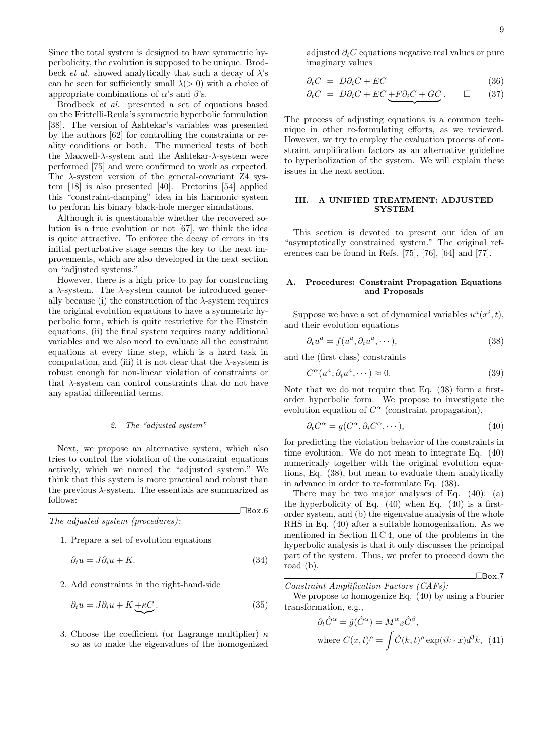Since the total system is designed to have symmetric hyperbolicity, the evolution is supposed to be unique. Brodbeck *et al.* showed analytically that such a decay of $\lambda$'s can be seen for sufficiently small $\lambda(>0)$ with a choice of appropriate combinations of $\alpha$'s and $\beta$'s.

Brodbeck *et al.* presented a set of equations based on the Frittelli-Reula's symmetric hyperbolic formulation [38]. The version of Ashtekar's variables was presented by the authors [62] for controlling the constraints or reality conditions or both. The numerical tests of both the Maxwell-$\lambda$-system and the Ashtekar-$\lambda$-system were performed [75] and were confirmed to work as expected. The $\lambda$-system version of the general-covariant Z4 system [18] is also presented [40]. Pretorius [54] applied this "constraint-damping" idea in his harmonic system to perform his binary black-hole merger simulations.

Although it is questionable whether the recovered solution is a true evolution or not [67], we think the idea is quite attractive. To enforce the decay of errors in its initial perturbative stage seems the key to the next improvements, which are also developed in the next section on "adjusted systems."

However, there is a high price to pay for constructing a $\lambda$-system. The $\lambda$-system cannot be introduced generally because (i) the construction of the $\lambda$-system requires the original evolution equations to have a symmetric hyperbolic form, which is quite restrictive for the Einstein equations, (ii) the final system requires many additional variables and we also need to evaluate all the constraint equations at every time step, which is a hard task in computation, and (iii) it is not clear that the $\lambda$-system is robust enough for non-linear violation of constraints or that $\lambda$-system can control constraints that do not have any spatial differential terms.

#### 2. The "adjusted system"

Next, we propose an alternative system, which also tries to control the violation of the constraint equations actively, which we named the "adjusted system." We think that this system is more practical and robust than the previous $\lambda$-system. The essentials are summarized as follows:

□Box.6

*The adjusted system (procedures):*

1. Prepare a set of evolution equations

$$\partial_t u = J\partial_i u + K. \tag{34}$$

2. Add constraints in the right-hand-side

$$\partial_t u = J\partial_i u + K \underbrace{+\kappa C}. \tag{35}$$

3. Choose the coefficient (or Lagrange multiplier) $\kappa$ so as to make the eigenvalues of the homogenized adjusted $\partial_t C$ equations negative real values or pure imaginary values

$$\partial_t C = D\partial_i C + EC \tag{36}$$
$$\partial_t C = D\partial_i C + EC \underbrace{+F\partial_i C + GC}. \qquad \square \tag{37}$$

The process of adjusting equations is a common technique in other re-formulating efforts, as we reviewed. However, we try to employ the evaluation process of constraint amplification factors as an alternative guideline to hyperbolization of the system. We will explain these issues in the next section.

## III. A UNIFIED TREATMENT: ADJUSTED SYSTEM

This section is devoted to present our idea of an "asymptotically constrained system." The original references can be found in Refs. [75], [76], [64] and [77].

### A. Procedures: Constraint Propagation Equations and Proposals

Suppose we have a set of dynamical variables $u^a(x^i, t)$, and their evolution equations

$$\partial_t u^a = f(u^a, \partial_i u^a, \cdots), \tag{38}$$

and the (first class) constraints

$$C^\alpha(u^a, \partial_i u^a, \cdots) \approx 0. \tag{39}$$

Note that we do not require that Eq. (38) form a first-order hyperbolic form. We propose to investigate the evolution equation of $C^\alpha$ (constraint propagation),

$$\partial_t C^\alpha = g(C^\alpha, \partial_i C^\alpha, \cdots), \tag{40}$$

for predicting the violation behavior of the constraints in time evolution. We do not mean to integrate Eq. (40) numerically together with the original evolution equations, Eq. (38), but mean to evaluate them analytically in advance in order to re-formulate Eq. (38).

There may be two major analyses of Eq. (40): (a) the hyperbolicity of Eq. (40) when Eq. (40) is a first-order system, and (b) the eigenvalue analysis of the whole RHS in Eq. (40) after a suitable homogenization. As we mentioned in Section II C 4, one of the problems in the hyperbolic analysis is that it only discusses the principal part of the system. Thus, we prefer to proceed down the road (b).

□Box.7

*Constraint Amplification Factors (CAFs):*

We propose to homogenize Eq. (40) by using a Fourier transformation, e.g.,

$$\partial_t \hat{C}^\alpha = \hat{g}(\hat{C}^\alpha) = M^\alpha{}_\beta \hat{C}^\beta,$$
$$\text{where } C(x,t)^\rho = \int \hat{C}(k,t)^\rho \exp(ik\cdot x) d^3k, \tag{41}$$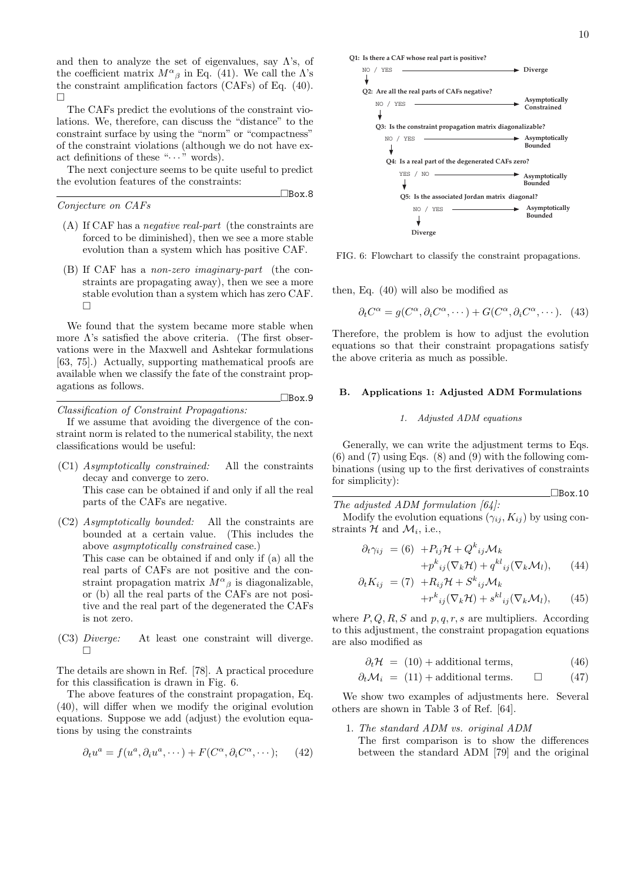and then to analyze the set of eigenvalues, say $\Lambda$'s, of the coefficient matrix $M^\alpha{}_\beta$ in Eq. (41). We call the $\Lambda$'s the constraint amplification factors (CAFs) of Eq. (40). □

The CAFs predict the evolutions of the constraint violations. We, therefore, can discuss the "distance" to the constraint surface by using the "norm" or "compactness" of the constraint violations (although we do not have exact definitions of these "$\cdots$" words).

The next conjecture seems to be quite useful to predict the evolution features of the constraints:

---
□Box.8

*Conjecture on CAFs*

- (A) If CAF has a *negative real-part* (the constraints are forced to be diminished), then we see a more stable evolution than a system which has positive CAF.
- (B) If CAF has a *non-zero imaginary-part* (the constraints are propagating away), then we see a more stable evolution than a system which has zero CAF. □

We found that the system became more stable when more $\Lambda$'s satisfied the above criteria. (The first observations were in the Maxwell and Ashtekar formulations [63, 75].) Actually, supporting mathematical proofs are available when we classify the fate of the constraint propagations as follows.

---
□Box.9

*Classification of Constraint Propagations:*

If we assume that avoiding the divergence of the constraint norm is related to the numerical stability, the next classifications would be useful:

- (C1) *Asymptotically constrained:* All the constraints decay and converge to zero.
  This case can be obtained if and only if all the real parts of the CAFs are negative.
- (C2) *Asymptotically bounded:* All the constraints are bounded at a certain value. (This includes the above *asymptotically constrained* case.)
  This case can be obtained if and only if (a) all the real parts of CAFs are not positive and the constraint propagation matrix $M^\alpha{}_\beta$ is diagonalizable, or (b) all the real parts of CAFs are not positive and the real part of the degenerated CAFs is not zero.
- (C3) *Diverge:* At least one constraint will diverge. □

The details are shown in Ref. [78]. A practical procedure for this classification is drawn in Fig. 6.

The above features of the constraint propagation, Eq. (40), will differ when we modify the original evolution equations. Suppose we add (adjust) the evolution equations by using the constraints

$$\partial_t u^a = f(u^a, \partial_i u^a, \cdots) + F(C^\alpha, \partial_i C^\alpha, \cdots); \quad (42)$$

Q1: Is there a CAF whose real part is positive? NO / YES → Diverge
Q2: Are all the real parts of CAFs negative? NO / YES → Asymptotically Constrained
Q3: Is the constraint propagation matrix diagonalizable? NO / YES → Asymptotically Bounded
Q4: Is a real part of the degenerated CAFs zero? YES / NO → Asymptotically Bounded
Q5: Is the associated Jordan matrix diagonal? NO / YES → Asymptotically Bounded
NO → Diverge

FIG. 6: Flowchart to classify the constraint propagations.

then, Eq. (40) will also be modified as

$$\partial_t C^\alpha = g(C^\alpha, \partial_i C^\alpha, \cdots) + G(C^\alpha, \partial_i C^\alpha, \cdots). \quad (43)$$

Therefore, the problem is how to adjust the evolution equations so that their constraint propagations satisfy the above criteria as much as possible.

## B. Applications 1: Adjusted ADM Formulations

### 1. Adjusted ADM equations

Generally, we can write the adjustment terms to Eqs. (6) and (7) using Eqs. (8) and (9) with the following combinations (using up to the first derivatives of constraints for simplicity):

---
□Box.10

*The adjusted ADM formulation [64]:*

Modify the evolution equations $(\gamma_{ij}, K_{ij})$ by using constraints $\mathcal{H}$ and $\mathcal{M}_i$, i.e.,

$$\begin{aligned}\partial_t \gamma_{ij} &= (6) \; + P_{ij}\mathcal{H} + Q^k{}_{ij}\mathcal{M}_k \\ &\quad + p^k{}_{ij}(\nabla_k \mathcal{H}) + q^{kl}{}_{ij}(\nabla_k \mathcal{M}_l), \quad (44)\\ \partial_t K_{ij} &= (7) \; + R_{ij}\mathcal{H} + S^k{}_{ij}\mathcal{M}_k \\ &\quad + r^k{}_{ij}(\nabla_k \mathcal{H}) + s^{kl}{}_{ij}(\nabla_k \mathcal{M}_l), \quad (45)\end{aligned}$$

where $P, Q, R, S$ and $p, q, r, s$ are multipliers. According to this adjustment, the constraint propagation equations are also modified as

$$\begin{aligned}\partial_t \mathcal{H} &= (10) + \text{additional terms}, \quad (46)\\ \partial_t \mathcal{M}_i &= (11) + \text{additional terms}. \quad □ \quad (47)\end{aligned}$$

We show two examples of adjustments here. Several others are shown in Table 3 of Ref. [64].

1. *The standard ADM vs. original ADM*
   The first comparison is to show the differences between the standard ADM [79] and the original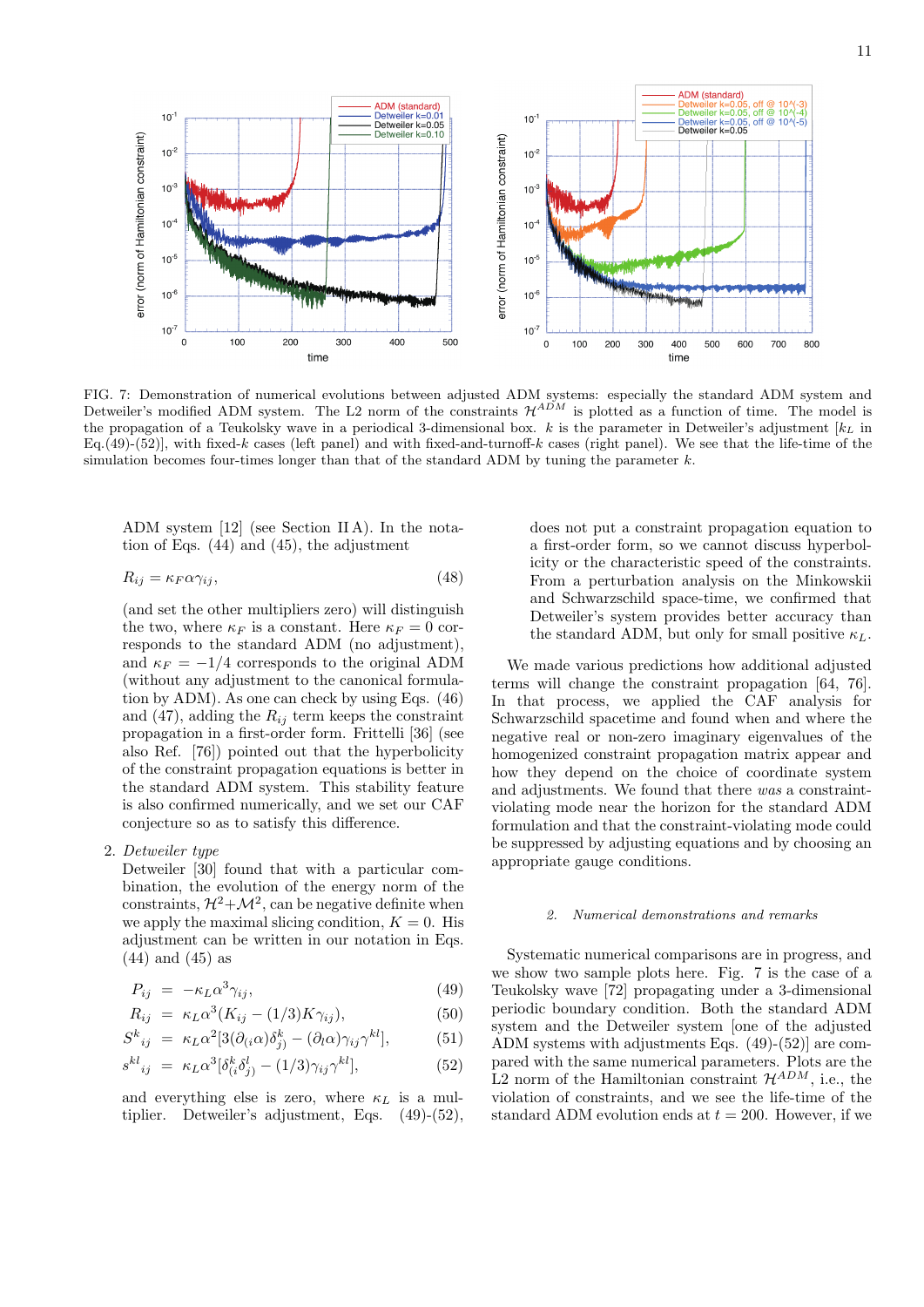FIG. 7: Demonstration of numerical evolutions between adjusted ADM systems: especially the standard ADM system and Detweiler's modified ADM system. The L2 norm of the constraints $\mathcal{H}^{ADM}$ is plotted as a function of time. The model is the propagation of a Teukolsky wave in a periodical 3-dimensional box. $k$ is the parameter in Detweiler's adjustment [$k_L$ in Eq.(49)-(52)], with fixed-$k$ cases (left panel) and with fixed-and-turnoff-$k$ cases (right panel). We see that the life-time of the simulation becomes four-times longer than that of the standard ADM by tuning the parameter $k$.

ADM system [12] (see Section II A). In the notation of Eqs. (44) and (45), the adjustment

$$R_{ij} = \kappa_F \alpha \gamma_{ij}, \tag{48}$$

(and set the other multipliers zero) will distinguish the two, where $\kappa_F$ is a constant. Here $\kappa_F = 0$ corresponds to the standard ADM (no adjustment), and $\kappa_F = -1/4$ corresponds to the original ADM (without any adjustment to the canonical formulation by ADM). As one can check by using Eqs. (46) and (47), adding the $R_{ij}$ term keeps the constraint propagation in a first-order form. Frittelli [36] (see also Ref. [76]) pointed out that the hyperbolicity of the constraint propagation equations is better in the standard ADM system. This stability feature is also confirmed numerically, and we set our CAF conjecture so as to satisfy this difference.

2. *Detweiler type*
Detweiler [30] found that with a particular combination, the evolution of the energy norm of the constraints, $\mathcal{H}^2+\mathcal{M}^2$, can be negative definite when we apply the maximal slicing condition, $K = 0$. His adjustment can be written in our notation in Eqs. (44) and (45) as

$$P_{ij} = -\kappa_L \alpha^3 \gamma_{ij}, \tag{49}$$

$$R_{ij} = \kappa_L \alpha^3 (K_{ij} - (1/3) K \gamma_{ij}), \tag{50}$$

$$S^k{}_{ij} = \kappa_L \alpha^2 [3(\partial_{(i}\alpha)\delta^k_{j)} - (\partial_l \alpha)\gamma_{ij}\gamma^{kl}], \tag{51}$$

$$s^{kl}{}_{ij} = \kappa_L \alpha^3 [\delta^k_{(i}\delta^l_{j)} - (1/3)\gamma_{ij}\gamma^{kl}], \tag{52}$$

and everything else is zero, where $\kappa_L$ is a multiplier. Detweiler's adjustment, Eqs. (49)-(52), does not put a constraint propagation equation to a first-order form, so we cannot discuss hyperbolicity or the characteristic speed of the constraints. From a perturbation analysis on the Minkowskii and Schwarzschild space-time, we confirmed that Detweiler's system provides better accuracy than the standard ADM, but only for small positive $\kappa_L$.

We made various predictions how additional adjusted terms will change the constraint propagation [64, 76]. In that process, we applied the CAF analysis for Schwarzschild spacetime and found when and where the negative real or non-zero imaginary eigenvalues of the homogenized constraint propagation matrix appear and how they depend on the choice of coordinate system and adjustments. We found that there *was* a constraint-violating mode near the horizon for the standard ADM formulation and that the constraint-violating mode could be suppressed by adjusting equations and by choosing an appropriate gauge conditions.

#### 2. Numerical demonstrations and remarks

Systematic numerical comparisons are in progress, and we show two sample plots here. Fig. 7 is the case of a Teukolsky wave [72] propagating under a 3-dimensional periodic boundary condition. Both the standard ADM system and the Detweiler system [one of the adjusted ADM systems with adjustments Eqs. (49)-(52)] are compared with the same numerical parameters. Plots are the L2 norm of the Hamiltonian constraint $\mathcal{H}^{ADM}$, i.e., the violation of constraints, and we see the life-time of the standard ADM evolution ends at $t = 200$. However, if we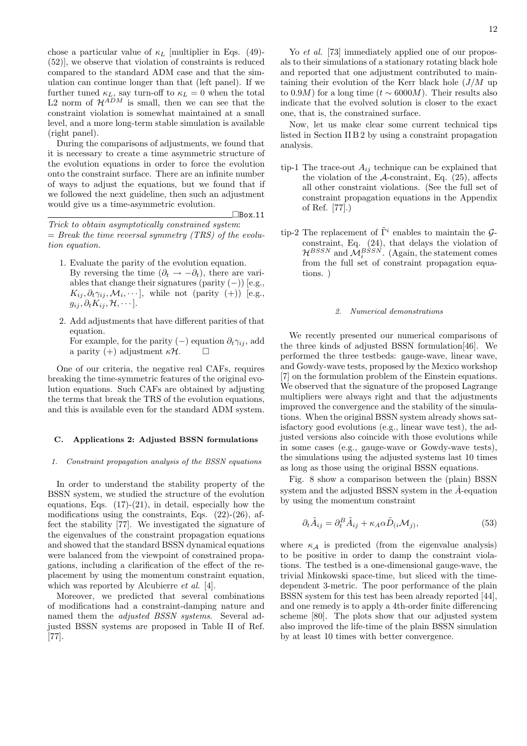chose a particular value of $\kappa_L$ [multiplier in Eqs. (49)-(52)], we observe that violation of constraints is reduced compared to the standard ADM case and that the simulation can continue longer than that (left panel). If we further tuned $\kappa_L$, say turn-off to $\kappa_L = 0$ when the total L2 norm of $\mathcal{H}^{ADM}$ is small, then we can see that the constraint violation is somewhat maintained at a small level, and a more long-term stable simulation is available (right panel).

During the comparisons of adjustments, we found that it is necessary to create a time asymmetric structure of the evolution equations in order to force the evolution onto the constraint surface. There are an infinite number of ways to adjust the equations, but we found that if we followed the next guideline, then such an adjustment would give us a time-asymmetric evolution.

□Box.11

---

*Trick to obtain asymptotically constrained system*:
*= Break the time reversal symmetry (TRS) of the evolution equation.*

1. Evaluate the parity of the evolution equation.
   By reversing the time ($\partial_t \to -\partial_t$), there are variables that change their signatures (parity $(-)$) [e.g., $K_{ij}, \partial_t \gamma_{ij}, \mathcal{M}_i, \cdots$], while not (parity $(+)$) [e.g., $g_{ij}, \partial_t K_{ij}, \mathcal{H}, \cdots$].

2. Add adjustments that have different parities of that equation.
   For example, for the parity $(-)$ equation $\partial_t \gamma_{ij}$, add a parity $(+)$ adjustment $\kappa \mathcal{H}$. □

One of our criteria, the negative real CAFs, requires breaking the time-symmetric features of the original evolution equations. Such CAFs are obtained by adjusting the terms that break the TRS of the evolution equations, and this is available even for the standard ADM system.

### C. Applications 2: Adjusted BSSN formulations

#### 1. Constraint propagation analysis of the BSSN equations

In order to understand the stability property of the BSSN system, we studied the structure of the evolution equations, Eqs. (17)-(21), in detail, especially how the modifications using the constraints, Eqs. (22)-(26), affect the stability [77]. We investigated the signature of the eigenvalues of the constraint propagation equations and showed that the standard BSSN dynamical equations were balanced from the viewpoint of constrained propagations, including a clarification of the effect of the replacement by using the momentum constraint equation, which was reported by Alcubierre *et al.* [4].

Moreover, we predicted that several combinations of modifications had a constraint-damping nature and named them the *adjusted BSSN systems*. Several adjusted BSSN systems are proposed in Table II of Ref. [77].

Yo *et al.* [73] immediately applied one of our proposals to their simulations of a stationary rotating black hole and reported that one adjustment contributed to maintaining their evolution of the Kerr black hole ($J/M$ up to $0.9M$) for a long time ($t \sim 6000M$). Their results also indicate that the evolved solution is closer to the exact one, that is, the constrained surface.

Now, let us make clear some current technical tips listed in Section II B 2 by using a constraint propagation analysis.

- tip-1 The trace-out $A_{ij}$ technique can be explained that the violation of the $\mathcal{A}$-constraint, Eq. (25), affects all other constraint violations. (See the full set of constraint propagation equations in the Appendix of Ref. [77].)

- tip-2 The replacement of $\tilde{\Gamma}^i$ enables to maintain the $\mathcal{G}$-constraint, Eq. (24), that delays the violation of $\mathcal{H}^{BSSN}$ and $\mathcal{M}_i^{BSSN}$. (Again, the statement comes from the full set of constraint propagation equations. )

#### 2. Numerical demonstrations

We recently presented our numerical comparisons of the three kinds of adjusted BSSN formulation[46]. We performed the three testbeds: gauge-wave, linear wave, and Gowdy-wave tests, proposed by the Mexico workshop [7] on the formulation problem of the Einstein equations. We observed that the signature of the proposed Lagrange multipliers were always right and that the adjustments improved the convergence and the stability of the simulations. When the original BSSN system already shows satisfactory good evolutions (e.g., linear wave test), the adjusted versions also coincide with those evolutions while in some cases (e.g., gauge-wave or Gowdy-wave tests), the simulations using the adjusted systems last 10 times as long as those using the original BSSN equations.

Fig. 8 show a comparison between the (plain) BSSN system and the adjusted BSSN system in the $\tilde{A}$-equation by using the momentum constraint

$$\partial_t \tilde{A}_{ij} = \partial_t^B \tilde{A}_{ij} + \kappa_A \alpha \tilde{D}_{(i} \mathcal{M}_{j)}, \tag{53}$$

where $\kappa_{\mathcal{A}}$ is predicted (from the eigenvalue analysis) to be positive in order to damp the constraint violations. The testbed is a one-dimensional gauge-wave, the trivial Minkowski space-time, but sliced with the time-dependent 3-metric. The poor performance of the plain BSSN system for this test has been already reported [44], and one remedy is to apply a 4th-order finite differencing scheme [80]. The plots show that our adjusted system also improved the life-time of the plain BSSN simulation by at least 10 times with better convergence.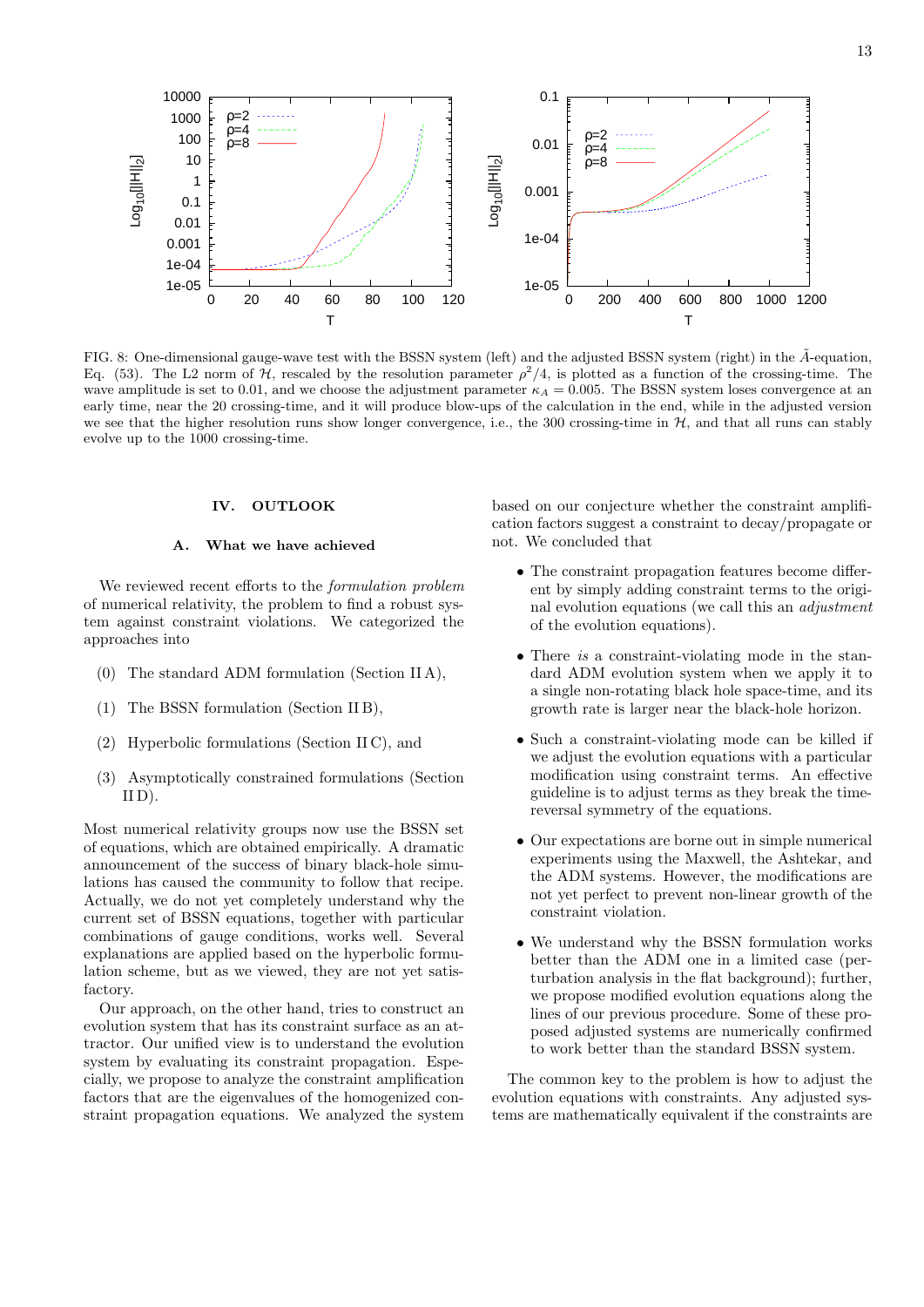FIG. 8: One-dimensional gauge-wave test with the BSSN system (left) and the adjusted BSSN system (right) in the $\tilde{A}$-equation, Eq. (53). The L2 norm of $\mathcal{H}$, rescaled by the resolution parameter $\rho^2/4$, is plotted as a function of the crossing-time. The wave amplitude is set to 0.01, and we choose the adjustment parameter $\kappa_A = 0.005$. The BSSN system loses convergence at an early time, near the 20 crossing-time, and it will produce blow-ups of the calculation in the end, while in the adjusted version we see that the higher resolution runs show longer convergence, i.e., the 300 crossing-time in $\mathcal{H}$, and that all runs can stably evolve up to the 1000 crossing-time.

## IV. OUTLOOK

### A. What we have achieved

We reviewed recent efforts to the *formulation problem* of numerical relativity, the problem to find a robust system against constraint violations. We categorized the approaches into

(0) The standard ADM formulation (Section II A),

(1) The BSSN formulation (Section II B),

(2) Hyperbolic formulations (Section II C), and

(3) Asymptotically constrained formulations (Section II D).

Most numerical relativity groups now use the BSSN set of equations, which are obtained empirically. A dramatic announcement of the success of binary black-hole simulations has caused the community to follow that recipe. Actually, we do not yet completely understand why the current set of BSSN equations, together with particular combinations of gauge conditions, works well. Several explanations are applied based on the hyperbolic formulation scheme, but as we viewed, they are not yet satisfactory.

Our approach, on the other hand, tries to construct an evolution system that has its constraint surface as an attractor. Our unified view is to understand the evolution system by evaluating its constraint propagation. Especially, we propose to analyze the constraint amplification factors that are the eigenvalues of the homogenized constraint propagation equations. We analyzed the system based on our conjecture whether the constraint amplification factors suggest a constraint to decay/propagate or not. We concluded that

- The constraint propagation features become different by simply adding constraint terms to the original evolution equations (we call this an *adjustment* of the evolution equations).
- There *is* a constraint-violating mode in the standard ADM evolution system when we apply it to a single non-rotating black hole space-time, and its growth rate is larger near the black-hole horizon.
- Such a constraint-violating mode can be killed if we adjust the evolution equations with a particular modification using constraint terms. An effective guideline is to adjust terms as they break the time-reversal symmetry of the equations.
- Our expectations are borne out in simple numerical experiments using the Maxwell, the Ashtekar, and the ADM systems. However, the modifications are not yet perfect to prevent non-linear growth of the constraint violation.
- We understand why the BSSN formulation works better than the ADM one in a limited case (perturbation analysis in the flat background); further, we propose modified evolution equations along the lines of our previous procedure. Some of these proposed adjusted systems are numerically confirmed to work better than the standard BSSN system.

The common key to the problem is how to adjust the evolution equations with constraints. Any adjusted systems are mathematically equivalent if the constraints are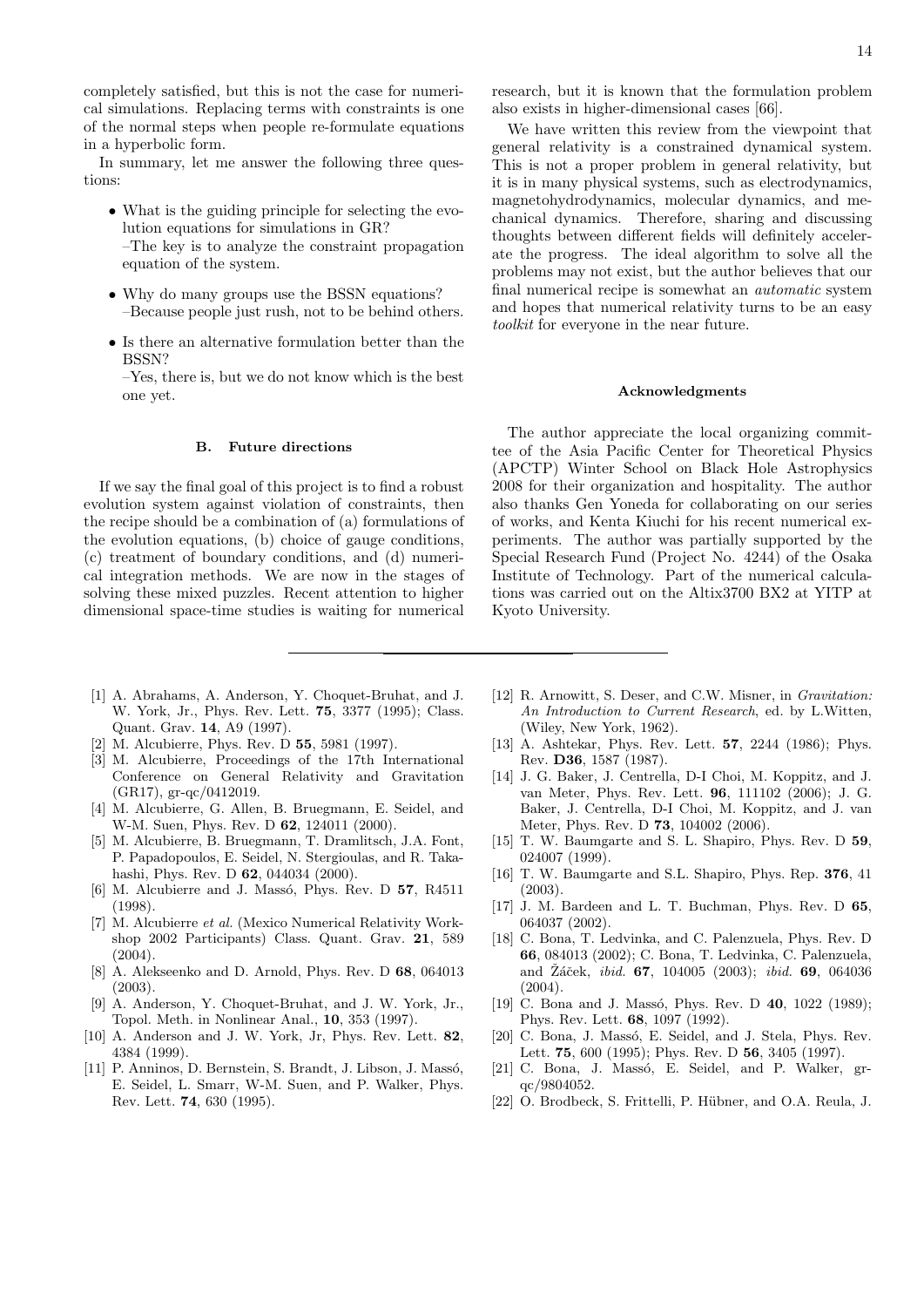completely satisfied, but this is not the case for numerical simulations. Replacing terms with constraints is one of the normal steps when people re-formulate equations in a hyperbolic form.

In summary, let me answer the following three questions:

- What is the guiding principle for selecting the evolution equations for simulations in GR?
  –The key is to analyze the constraint propagation equation of the system.
- Why do many groups use the BSSN equations?
  –Because people just rush, not to be behind others.
- Is there an alternative formulation better than the BSSN?
  –Yes, there is, but we do not know which is the best one yet.

### B. Future directions

If we say the final goal of this project is to find a robust evolution system against violation of constraints, then the recipe should be a combination of (a) formulations of the evolution equations, (b) choice of gauge conditions, (c) treatment of boundary conditions, and (d) numerical integration methods. We are now in the stages of solving these mixed puzzles. Recent attention to higher dimensional space-time studies is waiting for numerical research, but it is known that the formulation problem also exists in higher-dimensional cases [66].

We have written this review from the viewpoint that general relativity is a constrained dynamical system. This is not a proper problem in general relativity, but it is in many physical systems, such as electrodynamics, magnetohydrodynamics, molecular dynamics, and mechanical dynamics. Therefore, sharing and discussing thoughts between different fields will definitely accelerate the progress. The ideal algorithm to solve all the problems may not exist, but the author believes that our final numerical recipe is somewhat an *automatic* system and hopes that numerical relativity turns to be an easy *toolkit* for everyone in the near future.

#### Acknowledgments

The author appreciate the local organizing committee of the Asia Pacific Center for Theoretical Physics (APCTP) Winter School on Black Hole Astrophysics 2008 for their organization and hospitality. The author also thanks Gen Yoneda for collaborating on our series of works, and Kenta Kiuchi for his recent numerical experiments. The author was partially supported by the Special Research Fund (Project No. 4244) of the Osaka Institute of Technology. Part of the numerical calculations was carried out on the Altix3700 BX2 at YITP at Kyoto University.

---

[1] A. Abrahams, A. Anderson, Y. Choquet-Bruhat, and J. W. York, Jr., Phys. Rev. Lett. **75**, 3377 (1995); Class. Quant. Grav. **14**, A9 (1997).

[2] M. Alcubierre, Phys. Rev. D **55**, 5981 (1997).

[3] M. Alcubierre, Proceedings of the 17th International Conference on General Relativity and Gravitation (GR17), gr-qc/0412019.

[4] M. Alcubierre, G. Allen, B. Bruegmann, E. Seidel, and W-M. Suen, Phys. Rev. D **62**, 124011 (2000).

[5] M. Alcubierre, B. Bruegmann, T. Dramlitsch, J.A. Font, P. Papadopoulos, E. Seidel, N. Stergioulas, and R. Takahashi, Phys. Rev. D **62**, 044034 (2000).

[6] M. Alcubierre and J. Massó, Phys. Rev. D **57**, R4511 (1998).

[7] M. Alcubierre *et al.* (Mexico Numerical Relativity Workshop 2002 Participants) Class. Quant. Grav. **21**, 589 (2004).

[8] A. Alekseenko and D. Arnold, Phys. Rev. D **68**, 064013 (2003).

[9] A. Anderson, Y. Choquet-Bruhat, and J. W. York, Jr., Topol. Meth. in Nonlinear Anal., **10**, 353 (1997).

[10] A. Anderson and J. W. York, Jr, Phys. Rev. Lett. **82**, 4384 (1999).

[11] P. Anninos, D. Bernstein, S. Brandt, J. Libson, J. Massó, E. Seidel, L. Smarr, W-M. Suen, and P. Walker, Phys. Rev. Lett. **74**, 630 (1995).

[12] R. Arnowitt, S. Deser, and C.W. Misner, in *Gravitation: An Introduction to Current Research*, ed. by L.Witten, (Wiley, New York, 1962).

[13] A. Ashtekar, Phys. Rev. Lett. **57**, 2244 (1986); Phys. Rev. **D36**, 1587 (1987).

[14] J. G. Baker, J. Centrella, D-I Choi, M. Koppitz, and J. van Meter, Phys. Rev. Lett. **96**, 111102 (2006); J. G. Baker, J. Centrella, D-I Choi, M. Koppitz, and J. van Meter, Phys. Rev. D **73**, 104002 (2006).

[15] T. W. Baumgarte and S. L. Shapiro, Phys. Rev. D **59**, 024007 (1999).

[16] T. W. Baumgarte and S.L. Shapiro, Phys. Rep. **376**, 41 (2003).

[17] J. M. Bardeen and L. T. Buchman, Phys. Rev. D **65**, 064037 (2002).

[18] C. Bona, T. Ledvinka, and C. Palenzuela, Phys. Rev. D **66**, 084013 (2002); C. Bona, T. Ledvinka, C. Palenzuela, and Žáček, *ibid.* **67**, 104005 (2003); *ibid.* **69**, 064036 (2004).

[19] C. Bona and J. Massó, Phys. Rev. D **40**, 1022 (1989); Phys. Rev. Lett. **68**, 1097 (1992).

[20] C. Bona, J. Massó, E. Seidel, and J. Stela, Phys. Rev. Lett. **75**, 600 (1995); Phys. Rev. D **56**, 3405 (1997).

[21] C. Bona, J. Massó, E. Seidel, and P. Walker, gr-qc/9804052.

[22] O. Brodbeck, S. Frittelli, P. Hübner, and O.A. Reula, J.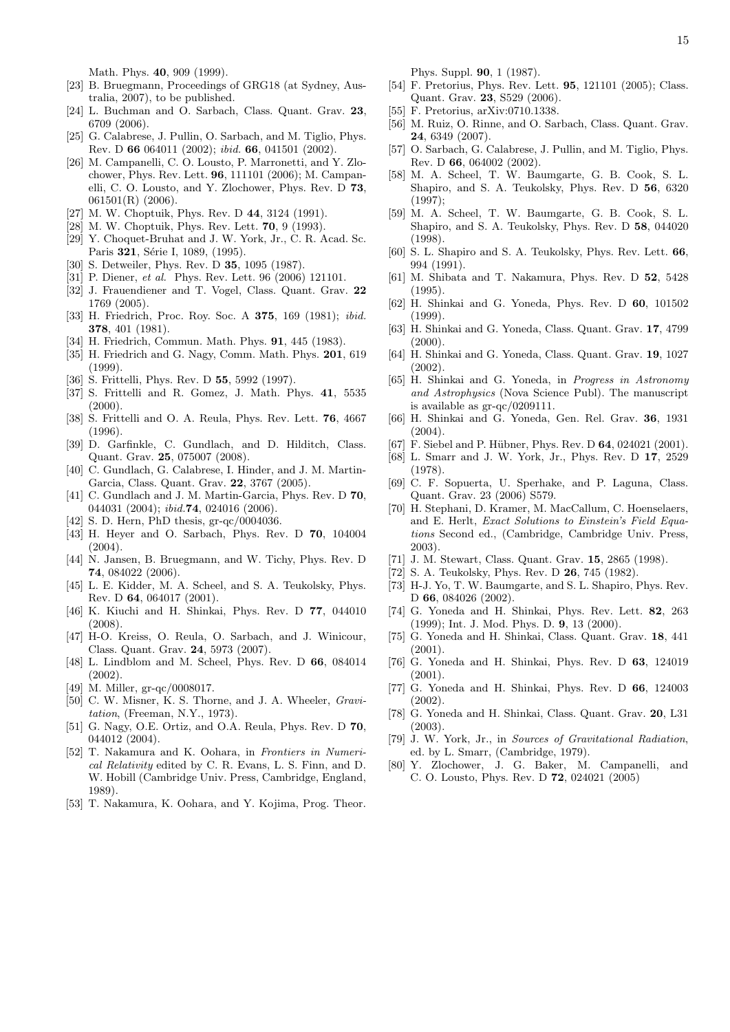Math. Phys. **40**, 909 (1999).

[23] B. Bruegmann, Proceedings of GRG18 (at Sydney, Australia, 2007), to be published.

[24] L. Buchman and O. Sarbach, Class. Quant. Grav. **23**, 6709 (2006).

[25] G. Calabrese, J. Pullin, O. Sarbach, and M. Tiglio, Phys. Rev. D **66** 064011 (2002); *ibid.* **66**, 041501 (2002).

[26] M. Campanelli, C. O. Lousto, P. Marronetti, and Y. Zlochower, Phys. Rev. Lett. **96**, 111101 (2006); M. Campanelli, C. O. Lousto, and Y. Zlochower, Phys. Rev. D **73**, 061501(R) (2006).

[27] M. W. Choptuik, Phys. Rev. D **44**, 3124 (1991).

[28] M. W. Choptuik, Phys. Rev. Lett. **70**, 9 (1993).

[29] Y. Choquet-Bruhat and J. W. York, Jr., C. R. Acad. Sc. Paris **321**, Série I, 1089, (1995).

[30] S. Detweiler, Phys. Rev. D **35**, 1095 (1987).

[31] P. Diener, *et al.* Phys. Rev. Lett. 96 (2006) 121101.

[32] J. Frauendiener and T. Vogel, Class. Quant. Grav. **22** 1769 (2005).

[33] H. Friedrich, Proc. Roy. Soc. A **375**, 169 (1981); *ibid.* **378**, 401 (1981).

[34] H. Friedrich, Commun. Math. Phys. **91**, 445 (1983).

[35] H. Friedrich and G. Nagy, Comm. Math. Phys. **201**, 619 (1999).

[36] S. Frittelli, Phys. Rev. D **55**, 5992 (1997).

[37] S. Frittelli and R. Gomez, J. Math. Phys. **41**, 5535 (2000).

[38] S. Frittelli and O. A. Reula, Phys. Rev. Lett. **76**, 4667 (1996).

[39] D. Garfinkle, C. Gundlach, and D. Hilditch, Class. Quant. Grav. **25**, 075007 (2008).

[40] C. Gundlach, G. Calabrese, I. Hinder, and J. M. Martin-Garcia, Class. Quant. Grav. **22**, 3767 (2005).

[41] C. Gundlach and J. M. Martin-Garcia, Phys. Rev. D **70**, 044031 (2004); *ibid.***74**, 024016 (2006).

[42] S. D. Hern, PhD thesis, gr-qc/0004036.

[43] H. Heyer and O. Sarbach, Phys. Rev. D **70**, 104004 (2004).

[44] N. Jansen, B. Bruegmann, and W. Tichy, Phys. Rev. D **74**, 084022 (2006).

[45] L. E. Kidder, M. A. Scheel, and S. A. Teukolsky, Phys. Rev. D **64**, 064017 (2001).

[46] K. Kiuchi and H. Shinkai, Phys. Rev. D **77**, 044010 (2008).

[47] H-O. Kreiss, O. Reula, O. Sarbach, and J. Winicour, Class. Quant. Grav. **24**, 5973 (2007).

[48] L. Lindblom and M. Scheel, Phys. Rev. D **66**, 084014 (2002).

[49] M. Miller, gr-qc/0008017.

[50] C. W. Misner, K. S. Thorne, and J. A. Wheeler, *Gravitation*, (Freeman, N.Y., 1973).

[51] G. Nagy, O.E. Ortiz, and O.A. Reula, Phys. Rev. D **70**, 044012 (2004).

[52] T. Nakamura and K. Oohara, in *Frontiers in Numerical Relativity* edited by C. R. Evans, L. S. Finn, and D. W. Hobill (Cambridge Univ. Press, Cambridge, England, 1989).

[53] T. Nakamura, K. Oohara, and Y. Kojima, Prog. Theor. Phys. Suppl. **90**, 1 (1987).

[54] F. Pretorius, Phys. Rev. Lett. **95**, 121101 (2005); Class. Quant. Grav. **23**, S529 (2006).

[55] F. Pretorius, arXiv:0710.1338.

[56] M. Ruiz, O. Rinne, and O. Sarbach, Class. Quant. Grav. **24**, 6349 (2007).

[57] O. Sarbach, G. Calabrese, J. Pullin, and M. Tiglio, Phys. Rev. D **66**, 064002 (2002).

[58] M. A. Scheel, T. W. Baumgarte, G. B. Cook, S. L. Shapiro, and S. A. Teukolsky, Phys. Rev. D **56**, 6320 (1997);

[59] M. A. Scheel, T. W. Baumgarte, G. B. Cook, S. L. Shapiro, and S. A. Teukolsky, Phys. Rev. D **58**, 044020 (1998).

[60] S. L. Shapiro and S. A. Teukolsky, Phys. Rev. Lett. **66**, 994 (1991).

[61] M. Shibata and T. Nakamura, Phys. Rev. D **52**, 5428 (1995).

[62] H. Shinkai and G. Yoneda, Phys. Rev. D **60**, 101502 (1999).

[63] H. Shinkai and G. Yoneda, Class. Quant. Grav. **17**, 4799 (2000).

[64] H. Shinkai and G. Yoneda, Class. Quant. Grav. **19**, 1027 (2002).

[65] H. Shinkai and G. Yoneda, in *Progress in Astronomy and Astrophysics* (Nova Science Publ). The manuscript is available as gr-qc/0209111.

[66] H. Shinkai and G. Yoneda, Gen. Rel. Grav. **36**, 1931 (2004).

[67] F. Siebel and P. Hübner, Phys. Rev. D **64**, 024021 (2001).

[68] L. Smarr and J. W. York, Jr., Phys. Rev. D **17**, 2529 (1978).

[69] C. F. Sopuerta, U. Sperhake, and P. Laguna, Class. Quant. Grav. 23 (2006) S579.

[70] H. Stephani, D. Kramer, M. MacCallum, C. Hoenselaers, and E. Herlt, *Exact Solutions to Einstein's Field Equations* Second ed., (Cambridge, Cambridge Univ. Press, 2003).

[71] J. M. Stewart, Class. Quant. Grav. **15**, 2865 (1998).

[72] S. A. Teukolsky, Phys. Rev. D **26**, 745 (1982).

[73] H-J. Yo, T. W. Baumgarte, and S. L. Shapiro, Phys. Rev. D **66**, 084026 (2002).

[74] G. Yoneda and H. Shinkai, Phys. Rev. Lett. **82**, 263 (1999); Int. J. Mod. Phys. D. **9**, 13 (2000).

[75] G. Yoneda and H. Shinkai, Class. Quant. Grav. **18**, 441 (2001).

[76] G. Yoneda and H. Shinkai, Phys. Rev. D **63**, 124019 (2001).

[77] G. Yoneda and H. Shinkai, Phys. Rev. D **66**, 124003 (2002).

[78] G. Yoneda and H. Shinkai, Class. Quant. Grav. **20**, L31 (2003).

[79] J. W. York, Jr., in *Sources of Gravitational Radiation*, ed. by L. Smarr, (Cambridge, 1979).

[80] Y. Zlochower, J. G. Baker, M. Campanelli, and C. O. Lousto, Phys. Rev. D **72**, 024021 (2005)